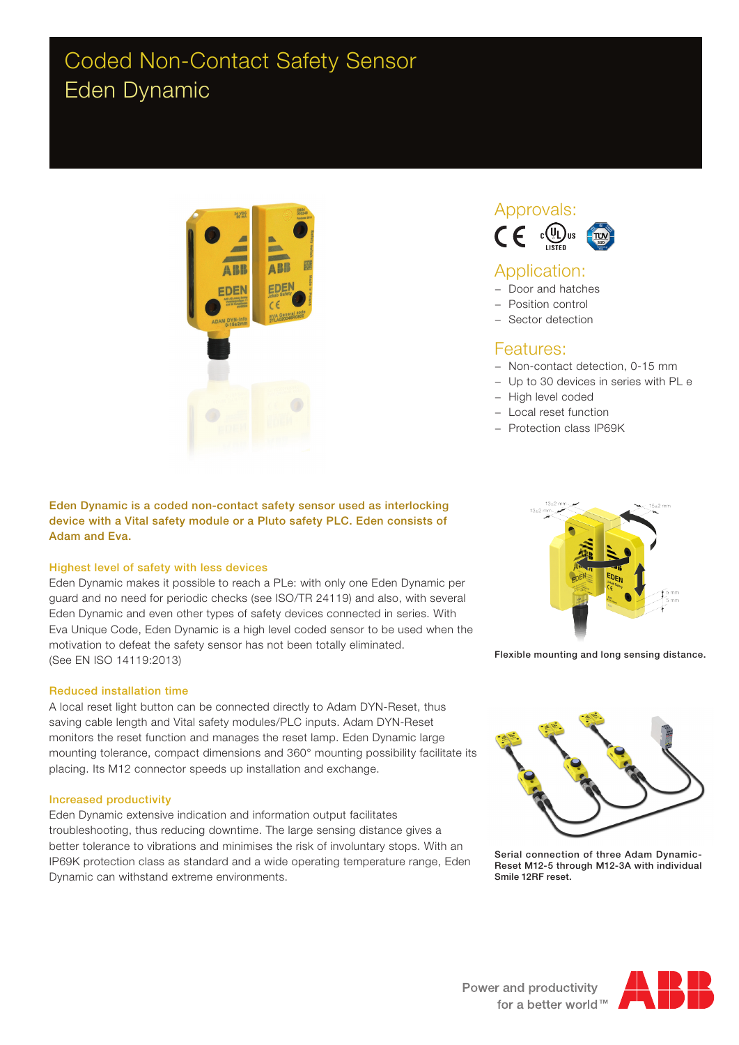# Coded Non-Contact Safety Sensor
# Eden Dynamic

## Approvals:

## Application:
- Door and hatches
- Position control
- Sector detection

## Features:
- Non-contact detection, 0-15 mm
- Up to 30 devices in series with PL e
- High level coded
- Local reset function
- Protection class IP69K

**Eden Dynamic is a coded non-contact safety sensor used as interlocking device with a Vital safety module or a Pluto safety PLC. Eden consists of Adam and Eva.**

### Highest level of safety with less devices

Eden Dynamic makes it possible to reach a PLe: with only one Eden Dynamic per guard and no need for periodic checks (see ISO/TR 24119) and also, with several Eden Dynamic and even other types of safety devices connected in series. With Eva Unique Code, Eden Dynamic is a high level coded sensor to be used when the motivation to defeat the safety sensor has not been totally eliminated. (See EN ISO 14119:2013)

### Reduced installation time

A local reset light button can be connected directly to Adam DYN-Reset, thus saving cable length and Vital safety modules/PLC inputs. Adam DYN-Reset monitors the reset function and manages the reset lamp. Eden Dynamic large mounting tolerance, compact dimensions and 360° mounting possibility facilitate its placing. Its M12 connector speeds up installation and exchange.

### Increased productivity

Eden Dynamic extensive indication and information output facilitates troubleshooting, thus reducing downtime. The large sensing distance gives a better tolerance to vibrations and minimises the risk of involuntary stops. With an IP69K protection class as standard and a wide operating temperature range, Eden Dynamic can withstand extreme environments.

**Flexible mounting and long sensing distance.**

**Serial connection of three Adam Dynamic-Reset M12-5 through M12-3A with individual Smile 12RF reset.**

Power and productivity for a better world™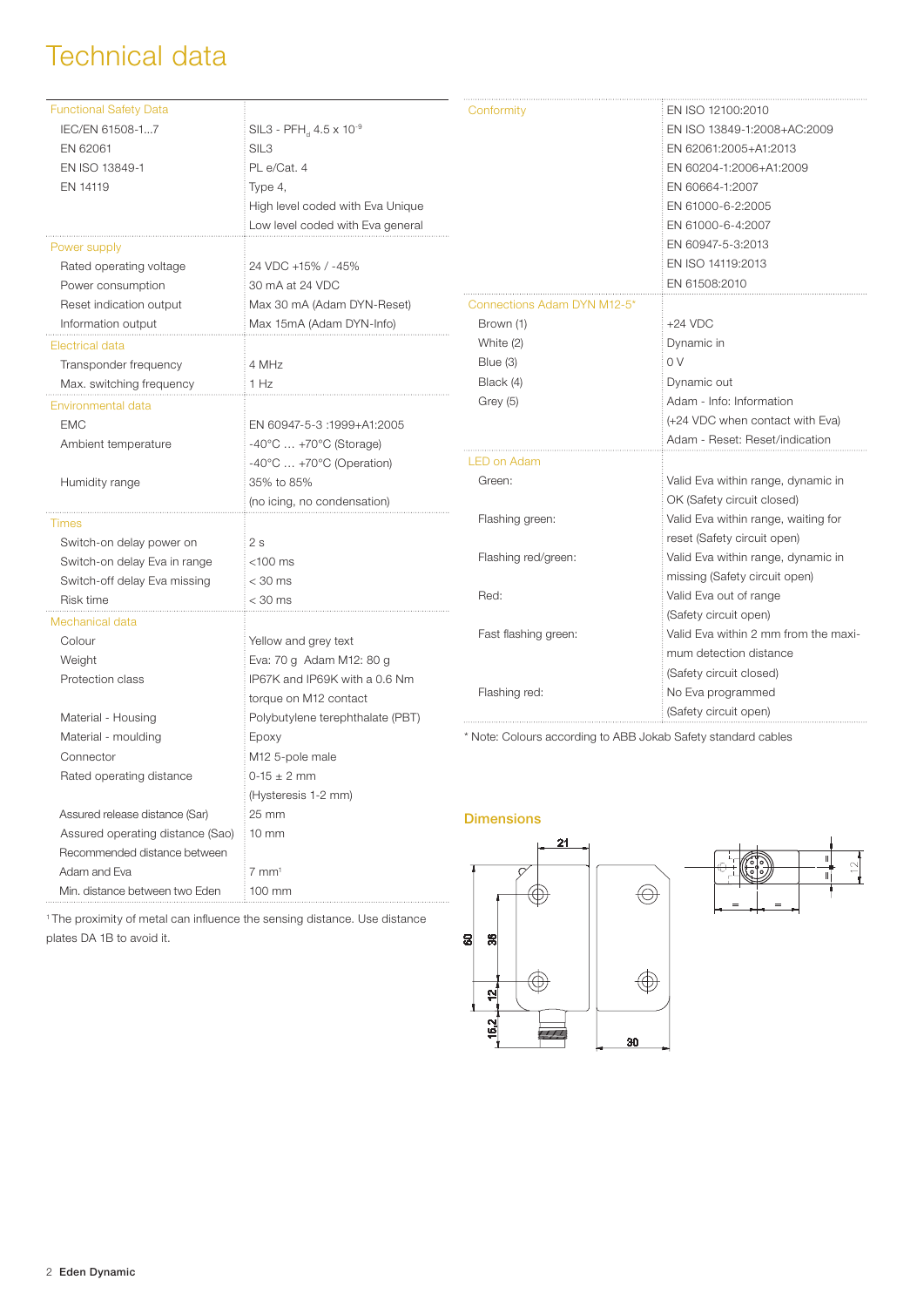# Technical data

| Functional Safety Data | |
|---|---|
| IEC/EN 61508-1...7 | SIL3 - $PFH_d$ 4.5 x $10^{-9}$ |
| EN 62061 | SIL3 |
| EN ISO 13849-1 | PL e/Cat. 4 |
| EN 14119 | Type 4, High level coded with Eva Unique Low level coded with Eva general |
| **Power supply** | |
| Rated operating voltage | 24 VDC +15% / -45% |
| Power consumption | 30 mA at 24 VDC |
| Reset indication output | Max 30 mA (Adam DYN-Reset) |
| Information output | Max 15mA (Adam DYN-Info) |
| **Electrical data** | |
| Transponder frequency | 4 MHz |
| Max. switching frequency | 1 Hz |
| **Environmental data** | |
| EMC | EN 60947-5-3 :1999+A1:2005 |
| Ambient temperature | -40°C ... +70°C (Storage) -40°C ... +70°C (Operation) |
| Humidity range | 35% to 85% (no icing, no condensation) |
| **Times** | |
| Switch-on delay power on | 2 s |
| Switch-on delay Eva in range | <100 ms |
| Switch-off delay Eva missing | < 30 ms |
| Risk time | < 30 ms |
| **Mechanical data** | |
| Colour | Yellow and grey text |
| Weight | Eva: 70 g Adam M12: 80 g |
| Protection class | IP67K and IP69K with a 0.6 Nm torque on M12 contact |
| Material - Housing | Polybutylene terephthalate (PBT) |
| Material - moulding | Epoxy |
| Connector | M12 5-pole male |
| Rated operating distance | 0-15 ± 2 mm (Hysteresis 1-2 mm) |
| Assured release distance (Sar) | 25 mm |
| Assured operating distance (Sao) | 10 mm |
| Recommended distance between Adam and Eva | 7 mm[1] |
| Min. distance between two Eden | 100 mm |

[1] The proximity of metal can influence the sensing distance. Use distance plates DA 1B to avoid it.

| Conformity | |
|---|---|
| | EN ISO 12100:2010 |
| | EN ISO 13849-1:2008+AC:2009 |
| | EN 62061:2005+A1:2013 |
| | EN 60204-1:2006+A1:2009 |
| | EN 60664-1:2007 |
| | EN 61000-6-2:2005 |
| | EN 61000-6-4:2007 |
| | EN 60947-5-3:2013 |
| | EN ISO 14119:2013 |
| | EN 61508:2010 |
| **Connections Adam DYN M12-5*** | |
| Brown (1) | +24 VDC |
| White (2) | Dynamic in |
| Blue (3) | 0 V |
| Black (4) | Dynamic out |
| Grey (5) | Adam - Info: Information (+24 VDC when contact with Eva) Adam - Reset: Reset/indication |
| **LED on Adam** | |
| Green: | Valid Eva within range, dynamic in OK (Safety circuit closed) |
| Flashing green: | Valid Eva within range, waiting for reset (Safety circuit open) |
| Flashing red/green: | Valid Eva within range, dynamic in missing (Safety circuit open) |
| Red: | Valid Eva out of range (Safety circuit open) |
| Fast flashing green: | Valid Eva within 2 mm from the maximum detection distance (Safety circuit closed) |
| Flashing red: | No Eva programmed (Safety circuit open) |

\* Note: Colours according to ABB Jokab Safety standard cables

## Dimensions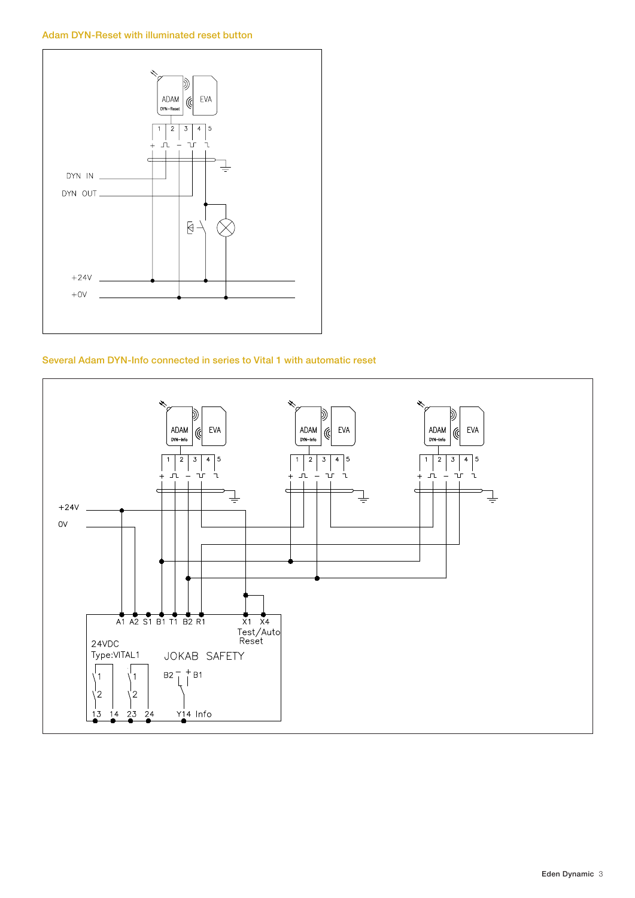### Adam DYN-Reset with illuminated reset button

### Several Adam DYN-Info connected in series to Vital 1 with automatic reset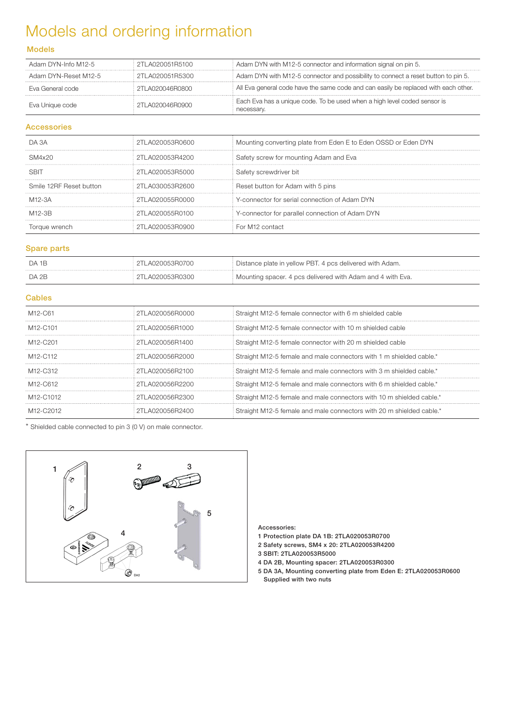# Models and ordering information

## Models

| | | |
|---|---|---|
| Adam DYN-Info M12-5 | 2TLA020051R5100 | Adam DYN with M12-5 connector and information signal on pin 5. |
| Adam DYN-Reset M12-5 | 2TLA020051R5300 | Adam DYN with M12-5 connector and possibility to connect a reset button to pin 5. |
| Eva General code | 2TLA020046R0800 | All Eva general code have the same code and can easily be replaced with each other. |
| Eva Unique code | 2TLA020046R0900 | Each Eva has a unique code. To be used when a high level coded sensor is necessary. |

## Accessories

| | | |
|---|---|---|
| DA 3A | 2TLA020053R0600 | Mounting converting plate from Eden E to Eden OSSD or Eden DYN |
| SM4x20 | 2TLA020053R4200 | Safety screw for mounting Adam and Eva |
| SBIT | 2TLA020053R5000 | Safety screwdriver bit |
| Smile 12RF Reset button | 2TLA030053R2600 | Reset button for Adam with 5 pins |
| M12-3A | 2TLA020055R0000 | Y-connector for serial connection of Adam DYN |
| M12-3B | 2TLA020055R0100 | Y-connector for parallel connection of Adam DYN |
| Torque wrench | 2TLA020053R0900 | For M12 contact |

## Spare parts

| | | |
|---|---|---|
| DA 1B | 2TLA020053R0700 | Distance plate in yellow PBT. 4 pcs delivered with Adam. |
| DA 2B | 2TLA020053R0300 | Mounting spacer. 4 pcs delivered with Adam and 4 with Eva. |

## Cables

| | | |
|---|---|---|
| M12-C61 | 2TLA020056R0000 | Straight M12-5 female connector with 6 m shielded cable |
| M12-C101 | 2TLA020056R1000 | Straight M12-5 female connector with 10 m shielded cable |
| M12-C201 | 2TLA020056R1400 | Straight M12-5 female connector with 20 m shielded cable |
| M12-C112 | 2TLA020056R2000 | Straight M12-5 female and male connectors with 1 m shielded cable.* |
| M12-C312 | 2TLA020056R2100 | Straight M12-5 female and male connectors with 3 m shielded cable.* |
| M12-C612 | 2TLA020056R2200 | Straight M12-5 female and male connectors with 6 m shielded cable.* |
| M12-C1012 | 2TLA020056R2300 | Straight M12-5 female and male connectors with 10 m shielded cable.* |
| M12-C2012 | 2TLA020056R2400 | Straight M12-5 female and male connectors with 20 m shielded cable.* |

* Shielded cable connected to pin 3 (0 V) on male connector.

**Accessories:**
**1 Protection plate DA 1B: 2TLA020053R0700**
**2 Safety screws, SM4 x 20: 2TLA020053R4200**
**3 SBIT: 2TLA020053R5000**
**4 DA 2B, Mounting spacer: 2TLA020053R0300**
**5 DA 3A, Mounting converting plate from Eden E: 2TLA020053R0600**
**Supplied with two nuts**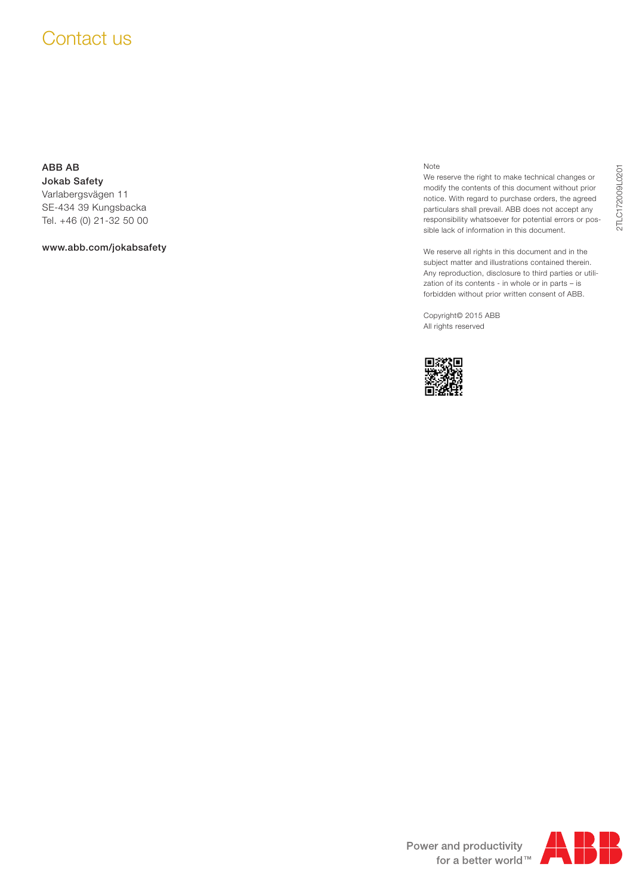# Contact us

**ABB AB**
**Jokab Safety**
Varlabergsvägen 11
SE-434 39 Kungsbacka
Tel. +46 (0) 21-32 50 00

**www.abb.com/jokabsafety**

Note
We reserve the right to make technical changes or modify the contents of this document without prior notice. With regard to purchase orders, the agreed particulars shall prevail. ABB does not accept any responsibility whatsoever for potential errors or possible lack of information in this document.

We reserve all rights in this document and in the subject matter and illustrations contained therein. Any reproduction, disclosure to third parties or utilization of its contents - in whole or in parts – is forbidden without prior written consent of ABB.

Copyright© 2015 ABB
All rights reserved

2TLC172009L0201

Power and productivity
for a better world™